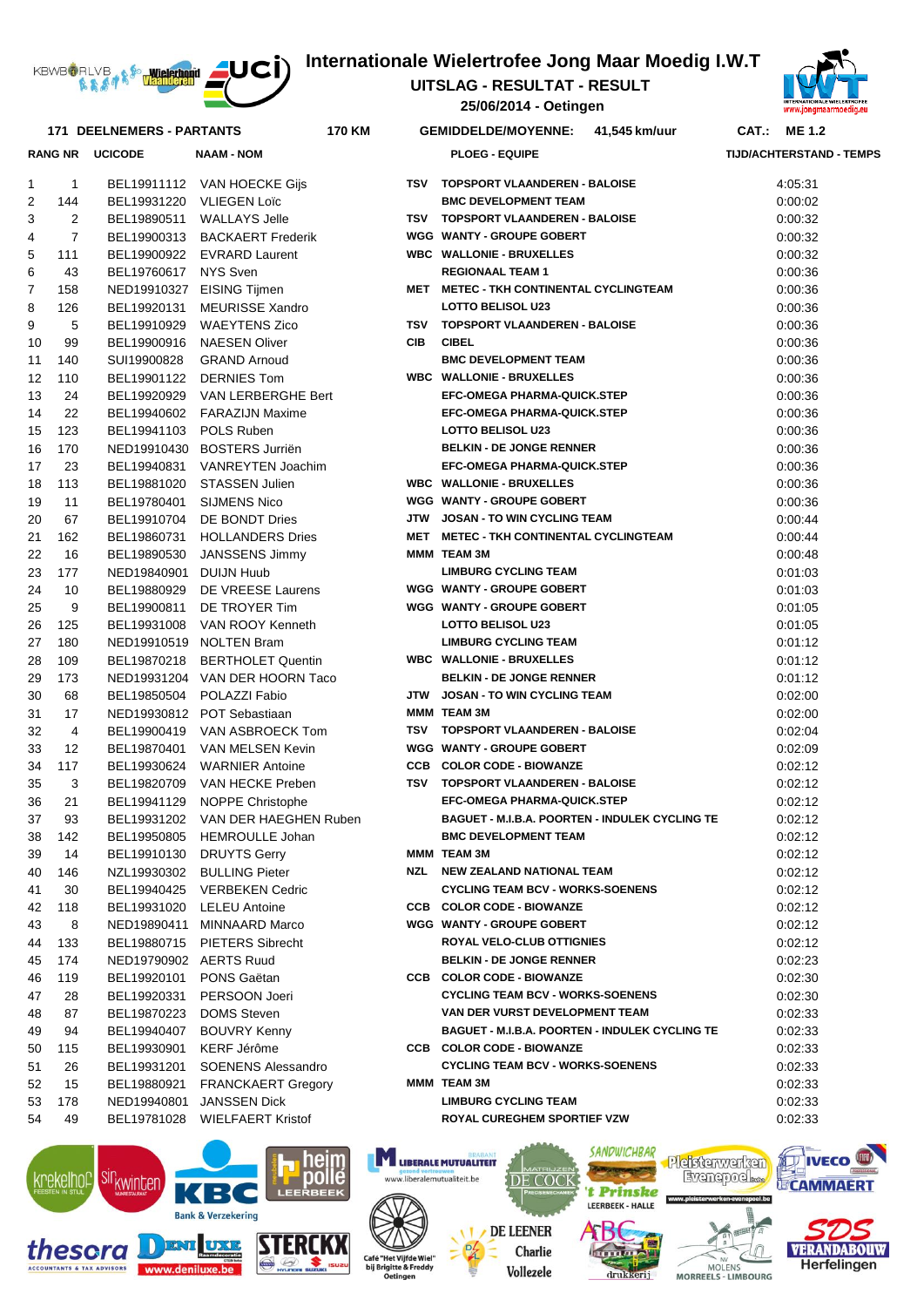# Internationale Wielertrofee Jong Maar Moedig I.W.T

## UITSLAG - RESULTAT - RESULT

**25/06/2014 - Oetingen**

**171 DEELNEMERS - PARTANTS** **170 KM** **GEMIDDELDE/MOYENNE: 41,545 km/uur** **CAT.: ME 1.2**

| RANG | NR | UCICODE | NAAM - NOM | | PLOEG - EQUIPE | TIJD/ACHTERSTAND - TEMPS |
|---|---|---|---|---|---|---|
| 1 | 1 | BEL19911112 | VAN HOECKE Gijs | TSV | TOPSPORT VLAANDEREN - BALOISE | 4:05:31 |
| 2 | 144 | BEL19931220 | VLIEGEN Loïc | | BMC DEVELOPMENT TEAM | 0:00:02 |
| 3 | 2 | BEL19890511 | WALLAYS Jelle | TSV | TOPSPORT VLAANDEREN - BALOISE | 0:00:32 |
| 4 | 7 | BEL19900313 | BACKAERT Frederik | WGG | WANTY - GROUPE GOBERT | 0:00:32 |
| 5 | 111 | BEL19900922 | EVRARD Laurent | WBC | WALLONIE - BRUXELLES | 0:00:32 |
| 6 | 43 | BEL19760617 | NYS Sven | | REGIONAAL TEAM 1 | 0:00:36 |
| 7 | 158 | NED19910327 | EISING Tijmen | MET | METEC - TKH CONTINENTAL CYCLINGTEAM | 0:00:36 |
| 8 | 126 | BEL19920131 | MEURISSE Xandro | | LOTTO BELISOL U23 | 0:00:36 |
| 9 | 5 | BEL19910929 | WAEYTENS Zico | TSV | TOPSPORT VLAANDEREN - BALOISE | 0:00:36 |
| 10 | 99 | BEL19900916 | NAESEN Oliver | CIB | CIBEL | 0:00:36 |
| 11 | 140 | SUI19900828 | GRAND Arnoud | | BMC DEVELOPMENT TEAM | 0:00:36 |
| 12 | 110 | BEL19901122 | DERNIES Tom | WBC | WALLONIE - BRUXELLES | 0:00:36 |
| 13 | 24 | BEL19920929 | VAN LERBERGHE Bert | | EFC-OMEGA PHARMA-QUICK.STEP | 0:00:36 |
| 14 | 22 | BEL19940602 | FARAZIJN Maxime | | EFC-OMEGA PHARMA-QUICK.STEP | 0:00:36 |
| 15 | 123 | BEL19941103 | POLS Ruben | | LOTTO BELISOL U23 | 0:00:36 |
| 16 | 170 | NED19910430 | BOSTERS Jurriën | | BELKIN - DE JONGE RENNER | 0:00:36 |
| 17 | 23 | BEL19940831 | VANREYTEN Joachim | | EFC-OMEGA PHARMA-QUICK.STEP | 0:00:36 |
| 18 | 113 | BEL19881020 | STASSEN Julien | WBC | WALLONIE - BRUXELLES | 0:00:36 |
| 19 | 11 | BEL19780401 | SIJMENS Nico | WGG | WANTY - GROUPE GOBERT | 0:00:36 |
| 20 | 67 | BEL19910704 | DE BONDT Dries | JTW | JOSAN - TO WIN CYCLING TEAM | 0:00:44 |
| 21 | 162 | BEL19860731 | HOLLANDERS Dries | MET | METEC - TKH CONTINENTAL CYCLINGTEAM | 0:00:44 |
| 22 | 16 | BEL19890530 | JANSSENS Jimmy | MMM | TEAM 3M | 0:00:48 |
| 23 | 177 | NED19840901 | DUIJN Huub | | LIMBURG CYCLING TEAM | 0:01:03 |
| 24 | 10 | BEL19880929 | DE VREESE Laurens | WGG | WANTY - GROUPE GOBERT | 0:01:03 |
| 25 | 9 | BEL19900811 | DE TROYER Tim | WGG | WANTY - GROUPE GOBERT | 0:01:05 |
| 26 | 125 | BEL19931008 | VAN ROOY Kenneth | | LOTTO BELISOL U23 | 0:01:05 |
| 27 | 180 | NED19910519 | NOLTEN Bram | | LIMBURG CYCLING TEAM | 0:01:12 |
| 28 | 109 | BEL19870218 | BERTHOLET Quentin | WBC | WALLONIE - BRUXELLES | 0:01:12 |
| 29 | 173 | NED19931204 | VAN DER HOORN Taco | | BELKIN - DE JONGE RENNER | 0:01:12 |
| 30 | 68 | BEL19850504 | POLAZZI Fabio | JTW | JOSAN - TO WIN CYCLING TEAM | 0:02:00 |
| 31 | 17 | NED19930812 | POT Sebastiaan | MMM | TEAM 3M | 0:02:00 |
| 32 | 4 | BEL19900419 | VAN ASBROECK Tom | TSV | TOPSPORT VLAANDEREN - BALOISE | 0:02:04 |
| 33 | 12 | BEL19870401 | VAN MELSEN Kevin | WGG | WANTY - GROUPE GOBERT | 0:02:09 |
| 34 | 117 | BEL19930624 | WARNIER Antoine | CCB | COLOR CODE - BIOWANZE | 0:02:12 |
| 35 | 3 | BEL19820709 | VAN HECKE Preben | TSV | TOPSPORT VLAANDEREN - BALOISE | 0:02:12 |
| 36 | 21 | BEL19941129 | NOPPE Christophe | | EFC-OMEGA PHARMA-QUICK.STEP | 0:02:12 |
| 37 | 93 | BEL19931202 | VAN DER HAEGHEN Ruben | | BAGUET - M.I.B.A. POORTEN - INDULEK CYCLING TE | 0:02:12 |
| 38 | 142 | BEL19950805 | HEMROULLE Johan | | BMC DEVELOPMENT TEAM | 0:02:12 |
| 39 | 14 | BEL19910130 | DRUYTS Gerry | MMM | TEAM 3M | 0:02:12 |
| 40 | 146 | NZL19930302 | BULLING Pieter | NZL | NEW ZEALAND NATIONAL TEAM | 0:02:12 |
| 41 | 30 | BEL19940425 | VERBEKEN Cedric | | CYCLING TEAM BCV - WORKS-SOENENS | 0:02:12 |
| 42 | 118 | BEL19931020 | LELEU Antoine | CCB | COLOR CODE - BIOWANZE | 0:02:12 |
| 43 | 8 | NED19890411 | MINNAARD Marco | WGG | WANTY - GROUPE GOBERT | 0:02:12 |
| 44 | 133 | BEL19880715 | PIETERS Sibrecht | | ROYAL VELO-CLUB OTTIGNIES | 0:02:12 |
| 45 | 174 | NED19790902 | AERTS Ruud | | BELKIN - DE JONGE RENNER | 0:02:23 |
| 46 | 119 | BEL19920101 | PONS Gaëtan | CCB | COLOR CODE - BIOWANZE | 0:02:30 |
| 47 | 28 | BEL19920331 | PERSOON Joeri | | CYCLING TEAM BCV - WORKS-SOENENS | 0:02:30 |
| 48 | 87 | BEL19870223 | DOMS Steven | | VAN DER VURST DEVELOPMENT TEAM | 0:02:33 |
| 49 | 94 | BEL19940407 | BOUVRY Kenny | | BAGUET - M.I.B.A. POORTEN - INDULEK CYCLING TE | 0:02:33 |
| 50 | 115 | BEL19930901 | KERF Jérôme | CCB | COLOR CODE - BIOWANZE | 0:02:33 |
| 51 | 26 | BEL19931201 | SOENENS Alessandro | | CYCLING TEAM BCV - WORKS-SOENENS | 0:02:33 |
| 52 | 15 | BEL19880921 | FRANCKAERT Gregory | MMM | TEAM 3M | 0:02:33 |
| 53 | 178 | NED19940801 | JANSSEN Dick | | LIMBURG CYCLING TEAM | 0:02:33 |
| 54 | 49 | BEL19781028 | WIELFAERT Kristof | | ROYAL CUREGHEM SPORTIEF VZW | 0:02:33 |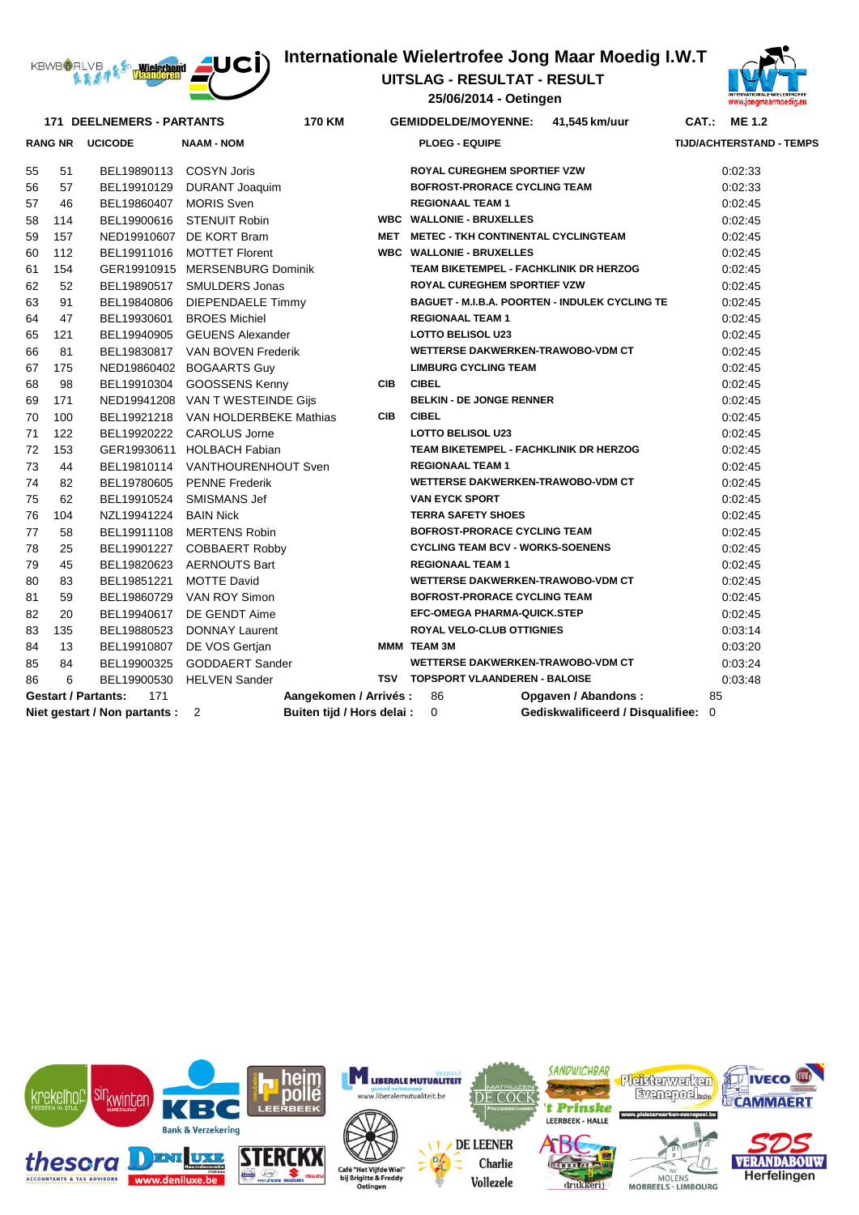# Internationale Wielertrofee Jong Maar Moedig I.W.T

**UITSLAG - RESULTAT - RESULT**

**25/06/2014 - Oetingen**

**171 DEELNEMERS - PARTANTS** **170 KM** **GEMIDDELDE/MOYENNE: 41,545 km/uur** **CAT.: ME 1.2**

| RANG | NR | UCICODE | NAAM - NOM | | PLOEG - EQUIPE | TIJD/ACHTERSTAND - TEMPS |
|---|---|---|---|---|---|---|
| 55 | 51 | BEL19890113 | COSYN Joris | | ROYAL CUREGHEM SPORTIEF VZW | 0:02:33 |
| 56 | 57 | BEL19910129 | DURANT Joaquim | | BOFROST-PRORACE CYCLING TEAM | 0:02:33 |
| 57 | 46 | BEL19860407 | MORIS Sven | | REGIONAAL TEAM 1 | 0:02:45 |
| 58 | 114 | BEL19900616 | STENUIT Robin | WBC | WALLONIE - BRUXELLES | 0:02:45 |
| 59 | 157 | NED19910607 | DE KORT Bram | MET | METEC - TKH CONTINENTAL CYCLINGTEAM | 0:02:45 |
| 60 | 112 | BEL19911016 | MOTTET Florent | WBC | WALLONIE - BRUXELLES | 0:02:45 |
| 61 | 154 | GER19910915 | MERSENBURG Dominik | | TEAM BIKETEMPEL - FACHKLINIK DR HERZOG | 0:02:45 |
| 62 | 52 | BEL19890517 | SMULDERS Jonas | | ROYAL CUREGHEM SPORTIEF VZW | 0:02:45 |
| 63 | 91 | BEL19840806 | DIEPENDAELE Timmy | | BAGUET - M.I.B.A. POORTEN - INDULEK CYCLING TE | 0:02:45 |
| 64 | 47 | BEL19930601 | BROES Michiel | | REGIONAAL TEAM 1 | 0:02:45 |
| 65 | 121 | BEL19940905 | GEUENS Alexander | | LOTTO BELISOL U23 | 0:02:45 |
| 66 | 81 | BEL19830817 | VAN BOVEN Frederik | | WETTERSE DAKWERKEN-TRAWOBO-VDM CT | 0:02:45 |
| 67 | 175 | NED19860402 | BOGAARTS Guy | | LIMBURG CYCLING TEAM | 0:02:45 |
| 68 | 98 | BEL19910304 | GOOSSENS Kenny | CIB | CIBEL | 0:02:45 |
| 69 | 171 | NED19941208 | VAN T WESTEINDE Gijs | | BELKIN - DE JONGE RENNER | 0:02:45 |
| 70 | 100 | BEL19921218 | VAN HOLDERBEKE Mathias | CIB | CIBEL | 0:02:45 |
| 71 | 122 | BEL19920222 | CAROLUS Jorne | | LOTTO BELISOL U23 | 0:02:45 |
| 72 | 153 | GER19930611 | HOLBACH Fabian | | TEAM BIKETEMPEL - FACHKLINIK DR HERZOG | 0:02:45 |
| 73 | 44 | BEL19810114 | VANTHOURENHOUT Sven | | REGIONAAL TEAM 1 | 0:02:45 |
| 74 | 82 | BEL19780605 | PENNE Frederik | | WETTERSE DAKWERKEN-TRAWOBO-VDM CT | 0:02:45 |
| 75 | 62 | BEL19910524 | SMISMANS Jef | | VAN EYCK SPORT | 0:02:45 |
| 76 | 104 | NZL19941224 | BAIN Nick | | TERRA SAFETY SHOES | 0:02:45 |
| 77 | 58 | BEL19911108 | MERTENS Robin | | BOFROST-PRORACE CYCLING TEAM | 0:02:45 |
| 78 | 25 | BEL19901227 | COBBAERT Robby | | CYCLING TEAM BCV - WORKS-SOENENS | 0:02:45 |
| 79 | 45 | BEL19820623 | AERNOUTS Bart | | REGIONAAL TEAM 1 | 0:02:45 |
| 80 | 83 | BEL19851221 | MOTTE David | | WETTERSE DAKWERKEN-TRAWOBO-VDM CT | 0:02:45 |
| 81 | 59 | BEL19860729 | VAN ROY Simon | | BOFROST-PRORACE CYCLING TEAM | 0:02:45 |
| 82 | 20 | BEL19940617 | DE GENDT Aime | | EFC-OMEGA PHARMA-QUICK.STEP | 0:02:45 |
| 83 | 135 | BEL19880523 | DONNAY Laurent | | ROYAL VELO-CLUB OTTIGNIES | 0:03:14 |
| 84 | 13 | BEL19910807 | DE VOS Gertjan | MMM | TEAM 3M | 0:03:20 |
| 85 | 84 | BEL19900325 | GODDAERT Sander | | WETTERSE DAKWERKEN-TRAWOBO-VDM CT | 0:03:24 |
| 86 | 6 | BEL19900530 | HELVEN Sander | TSV | TOPSPORT VLAANDEREN - BALOISE | 0:03:48 |

**Gestart / Partants:** 171 **Aangekomen / Arrivés :** 86 **Opgaven / Abandons :** 85

**Niet gestart / Non partants :** 2 **Buiten tijd / Hors delai :** 0 **Gediskwalificeerd / Disqualifiee:** 0